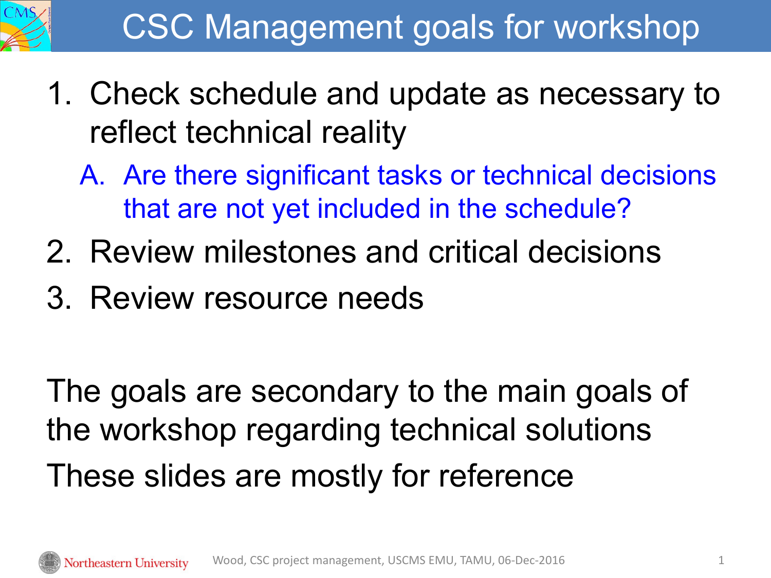# CSC Management goals for workshop

1. Check schedule and update as necessary to reflect technical reality
   A. Are there significant tasks or technical decisions that are not yet included in the schedule?
2. Review milestones and critical decisions
3. Review resource needs

The goals are secondary to the main goals of the workshop regarding technical solutions

These slides are mostly for reference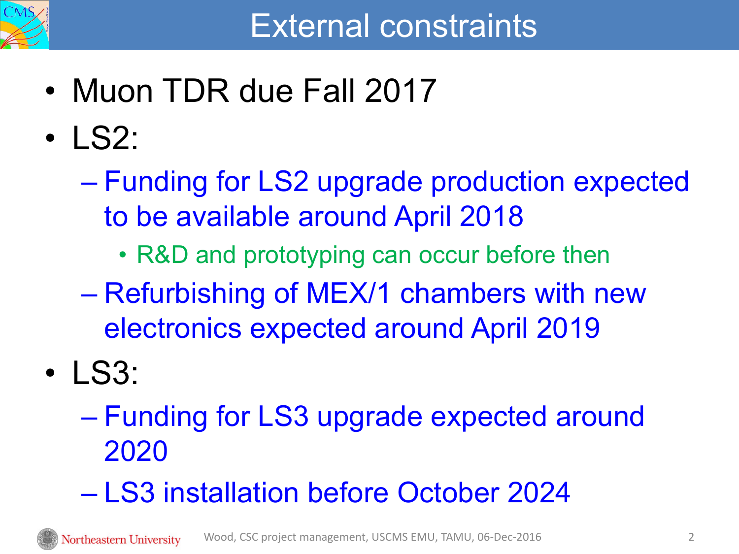# External constraints

- Muon TDR due Fall 2017
- LS2:
  - Funding for LS2 upgrade production expected to be available around April 2018
    - R&D and prototyping can occur before then
  - Refurbishing of MEX/1 chambers with new electronics expected around April 2019
- LS3:
  - Funding for LS3 upgrade expected around 2020
  - LS3 installation before October 2024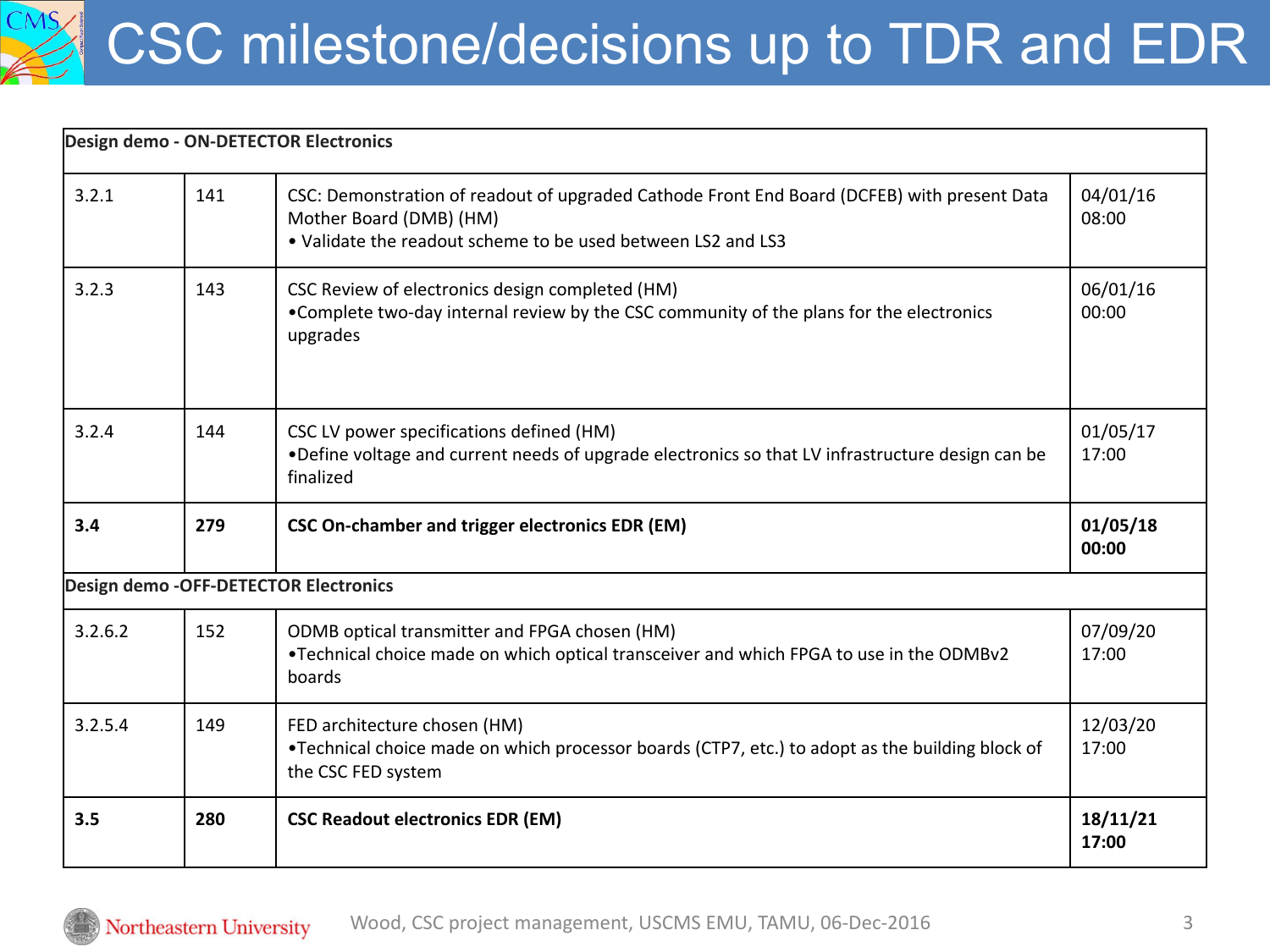# CSC milestone/decisions up to TDR and EDR

| Design demo - ON-DETECTOR Electronics | | | |
|---|---|---|---|
| 3.2.1 | 141 | CSC: Demonstration of readout of upgraded Cathode Front End Board (DCFEB) with present Data Mother Board (DMB) (HM)<br>• Validate the readout scheme to be used between LS2 and LS3 | 04/01/16 08:00 |
| 3.2.3 | 143 | CSC Review of electronics design completed (HM)<br>•Complete two-day internal review by the CSC community of the plans for the electronics upgrades | 06/01/16 00:00 |
| 3.2.4 | 144 | CSC LV power specifications defined (HM)<br>•Define voltage and current needs of upgrade electronics so that LV infrastructure design can be finalized | 01/05/17 17:00 |
| **3.4** | **279** | **CSC On-chamber and trigger electronics EDR (EM)** | **01/05/18 00:00** |
| **Design demo -OFF-DETECTOR Electronics** | | | |
| 3.2.6.2 | 152 | ODMB optical transmitter and FPGA chosen (HM)<br>•Technical choice made on which optical transceiver and which FPGA to use in the ODMBv2 boards | 07/09/20 17:00 |
| 3.2.5.4 | 149 | FED architecture chosen (HM)<br>•Technical choice made on which processor boards (CTP7, etc.) to adopt as the building block of the CSC FED system | 12/03/20 17:00 |
| **3.5** | **280** | **CSC Readout electronics EDR (EM)** | **18/11/21 17:00** |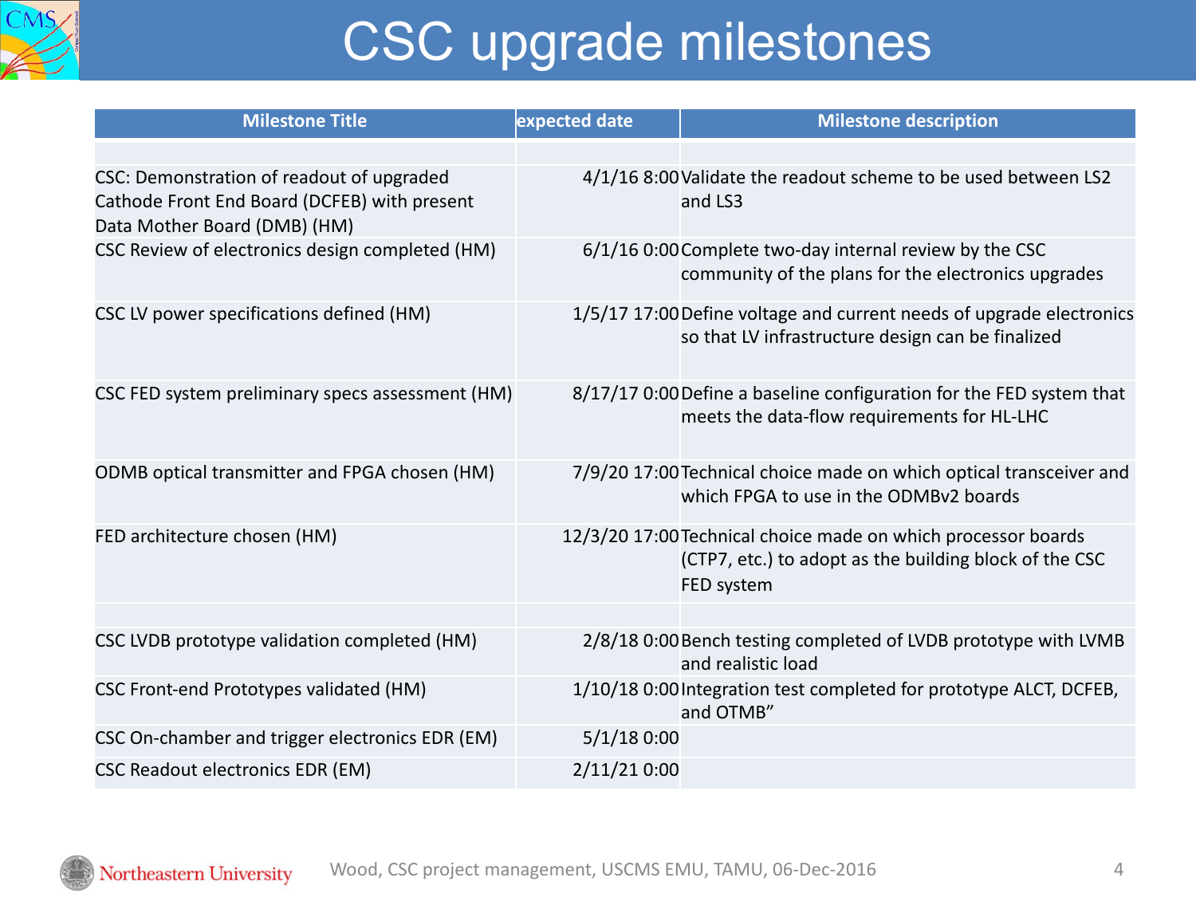# CSC upgrade milestones

| Milestone Title | expected date | Milestone description |
|---|---|---|
| | | |
| CSC: Demonstration of readout of upgraded Cathode Front End Board (DCFEB) with present Data Mother Board (DMB) (HM) | 4/1/16 8:00 | Validate the readout scheme to be used between LS2 and LS3 |
| CSC Review of electronics design completed (HM) | 6/1/16 0:00 | Complete two-day internal review by the CSC community of the plans for the electronics upgrades |
| CSC LV power specifications defined (HM) | 1/5/17 17:00 | Define voltage and current needs of upgrade electronics so that LV infrastructure design can be finalized |
| CSC FED system preliminary specs assessment (HM) | 8/17/17 0:00 | Define a baseline configuration for the FED system that meets the data-flow requirements for HL-LHC |
| ODMB optical transmitter and FPGA chosen (HM) | 7/9/20 17:00 | Technical choice made on which optical transceiver and which FPGA to use in the ODMBv2 boards |
| FED architecture chosen (HM) | 12/3/20 17:00 | Technical choice made on which processor boards (CTP7, etc.) to adopt as the building block of the CSC FED system |
| | | |
| CSC LVDB prototype validation completed (HM) | 2/8/18 0:00 | Bench testing completed of LVDB prototype with LVMB and realistic load |
| CSC Front-end Prototypes validated (HM) | 1/10/18 0:00 | Integration test completed for prototype ALCT, DCFEB, and OTMB" |
| CSC On-chamber and trigger electronics EDR (EM) | 5/1/18 0:00 | |
| CSC Readout electronics EDR (EM) | 2/11/21 0:00 | |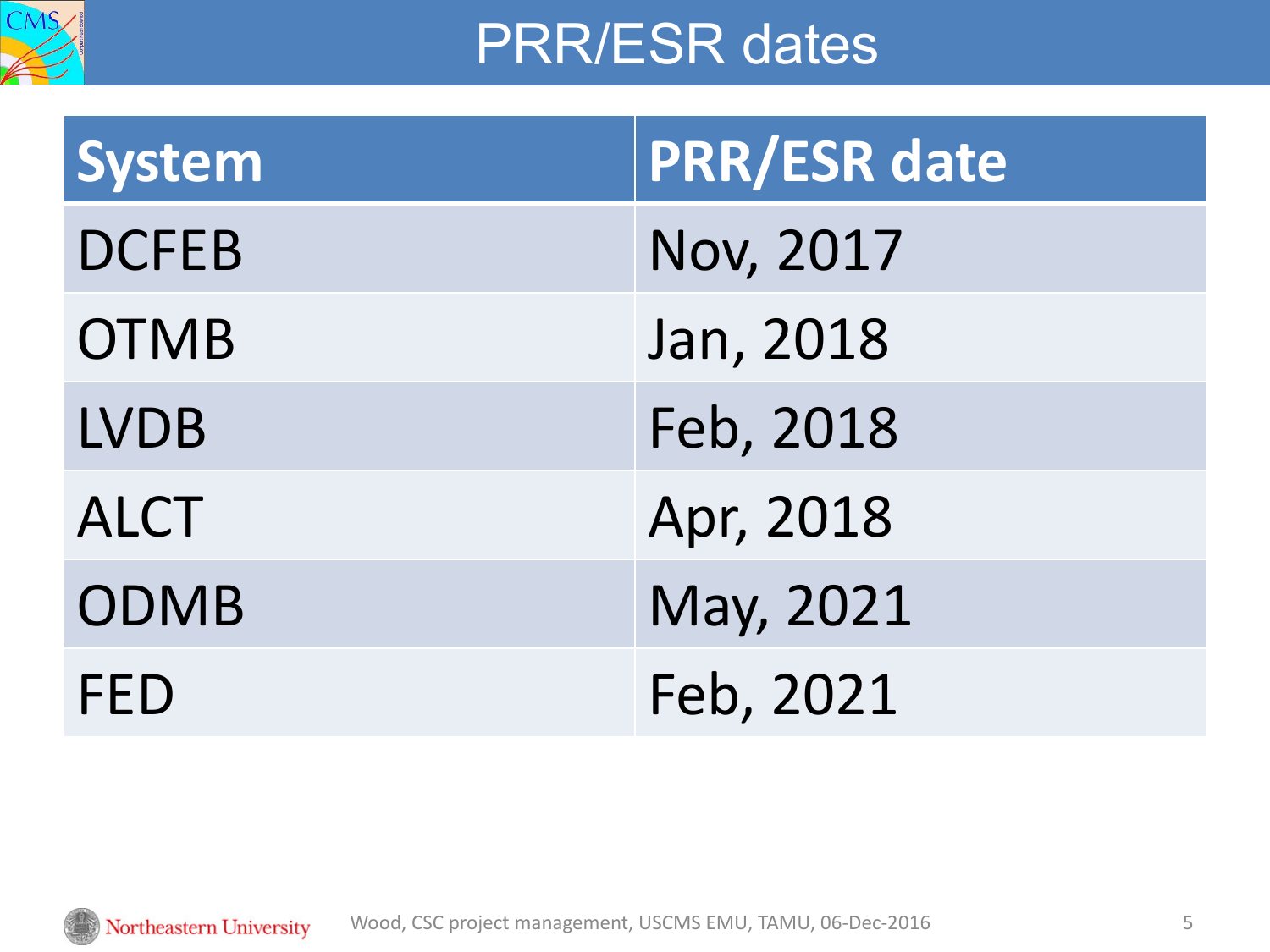# PRR/ESR dates

| System | PRR/ESR date |
| --- | --- |
| DCFEB | Nov, 2017 |
| OTMB | Jan, 2018 |
| LVDB | Feb, 2018 |
| ALCT | Apr, 2018 |
| ODMB | May, 2021 |
| FED | Feb, 2021 |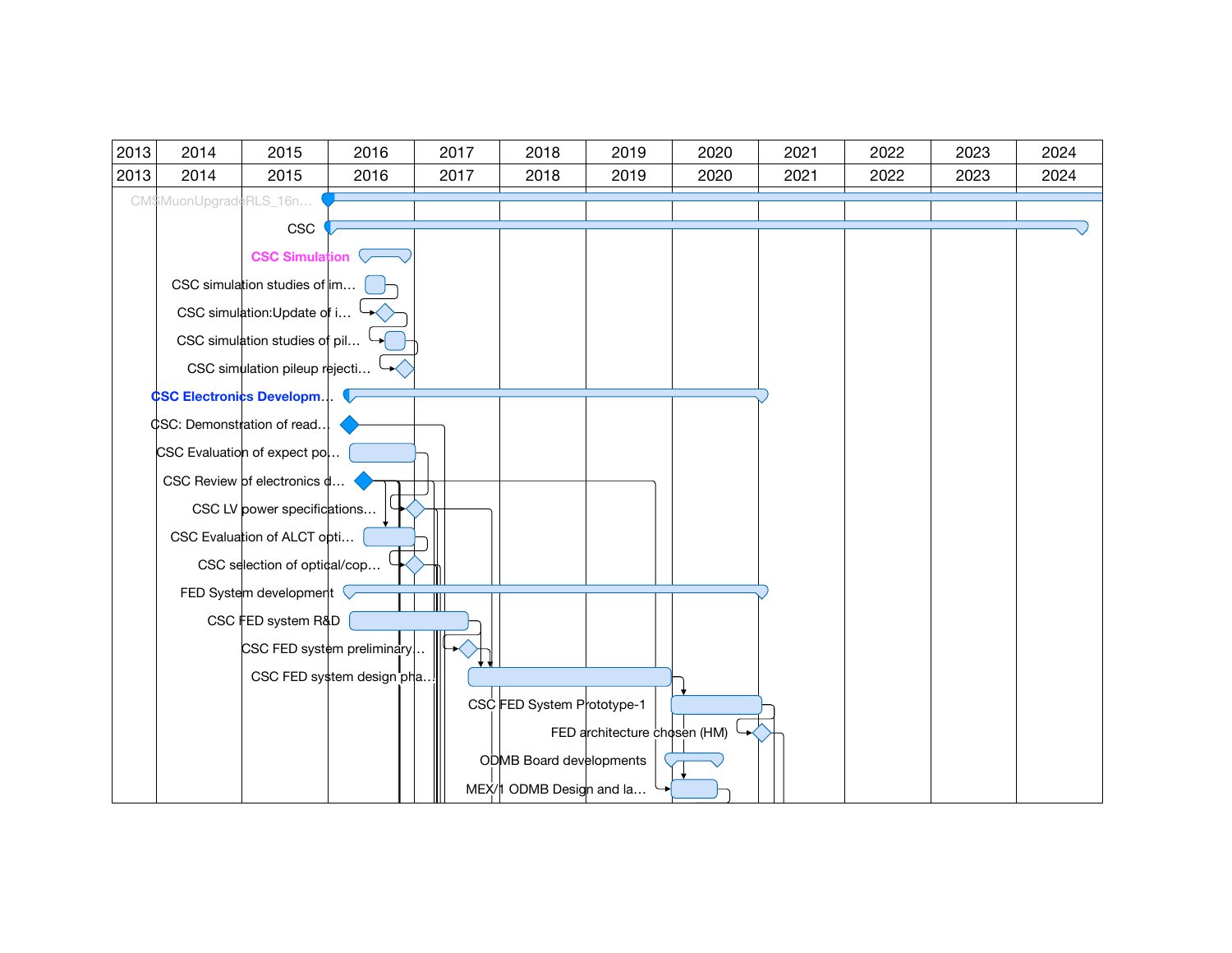| 2013 | 2014 | 2015 | 2016 | 2017 | 2018 | 2019 | 2020 | 2021 | 2022 | 2023 | 2024 |
|---|---|---|---|---|---|---|---|---|---|---|---|
| 2013 | 2014 | 2015 | 2016 | 2017 | 2018 | 2019 | 2020 | 2021 | 2022 | 2023 | 2024 |

- CMSMuonUpgradeRLS_16n…
- CSC
- CSC Simulation
- CSC simulation studies of im…
- CSC simulation:Update of i…
- CSC simulation studies of pil…
- CSC simulation pileup rejecti…
- CSC Electronics Developm…
- CSC: Demonstration of read…
- CSC Evaluation of expect po…
- CSC Review of electronics d…
- CSC LV power specifications…
- CSC Evaluation of ALCT opti…
- CSC selection of optical/cop…
- FED System development
- CSC FED system R&D
- CSC FED system preliminary…
- CSC FED system design pha…
- CSC FED System Prototype-1
- FED architecture chosen (HM)
- ODMB Board developments
- MEX/1 ODMB Design and la…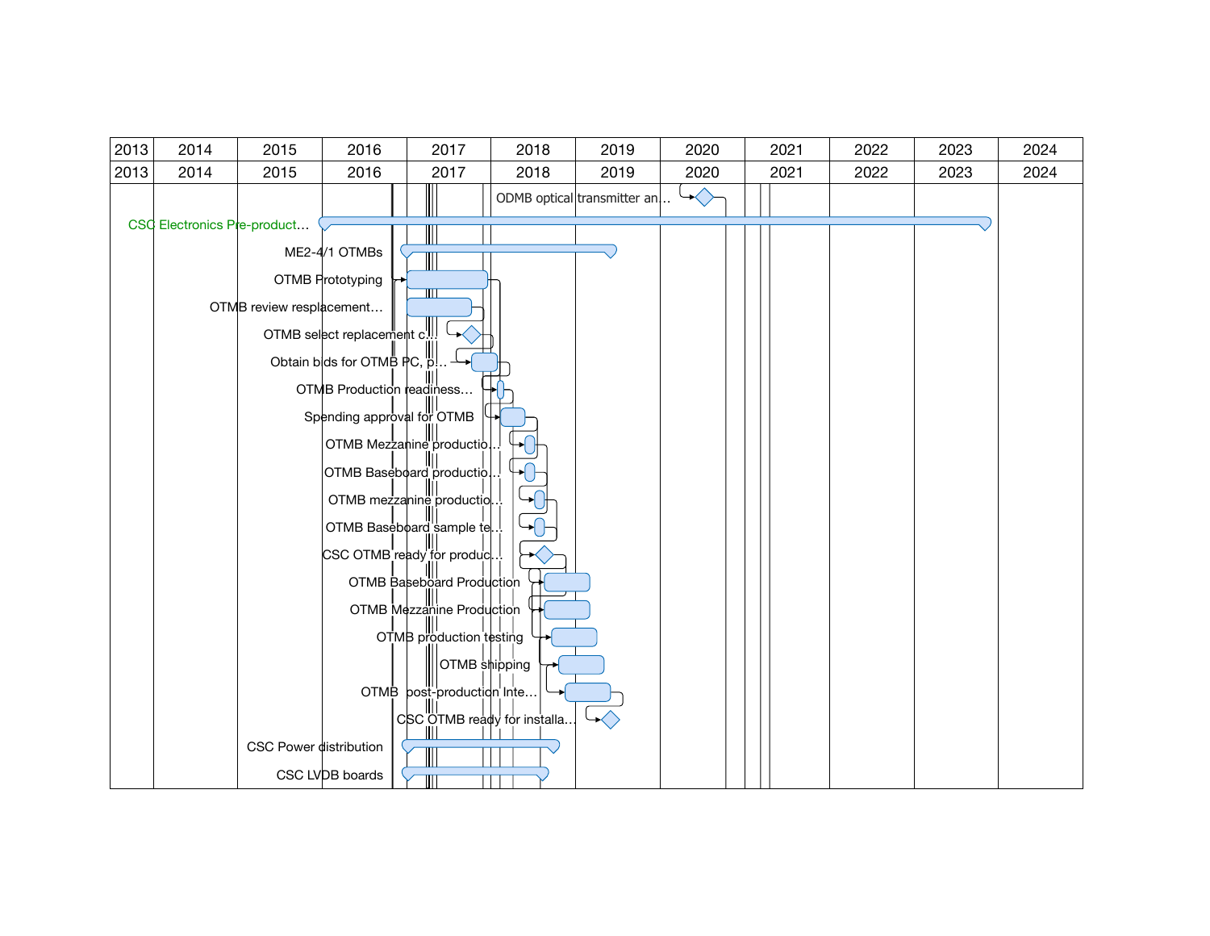| 2013 | 2014 | 2015 | 2016 | 2017 | 2018 | 2019 | 2020 | 2021 | 2022 | 2023 | 2024 |
|---|---|---|---|---|---|---|---|---|---|---|---|
| 2013 | 2014 | 2015 | 2016 | 2017 | 2018 | 2019 | 2020 | 2021 | 2022 | 2023 | 2024 |

- ODMB optical transmitter an…
- CSC Electronics Pre-product…
- ME2-4/1 OTMBs
- OTMB Prototyping
- OTMB review resplacement…
- OTMB select replacement c…
- Obtain bids for OTMB PC, p…
- OTMB Production readiness…
- Spending approval for OTMB
- OTMB Mezzanine productio…
- OTMB Baseboard productio…
- OTMB mezzanine productio…
- OTMB Baseboard sample te…
- CSC OTMB ready for produc…
- OTMB Baseboard Production
- OTMB Mezzanine Production
- OTMB production testing
- OTMB shipping
- OTMB post-production Inte…
- CSC OTMB ready for installa…
- CSC Power distribution
- CSC LVDB boards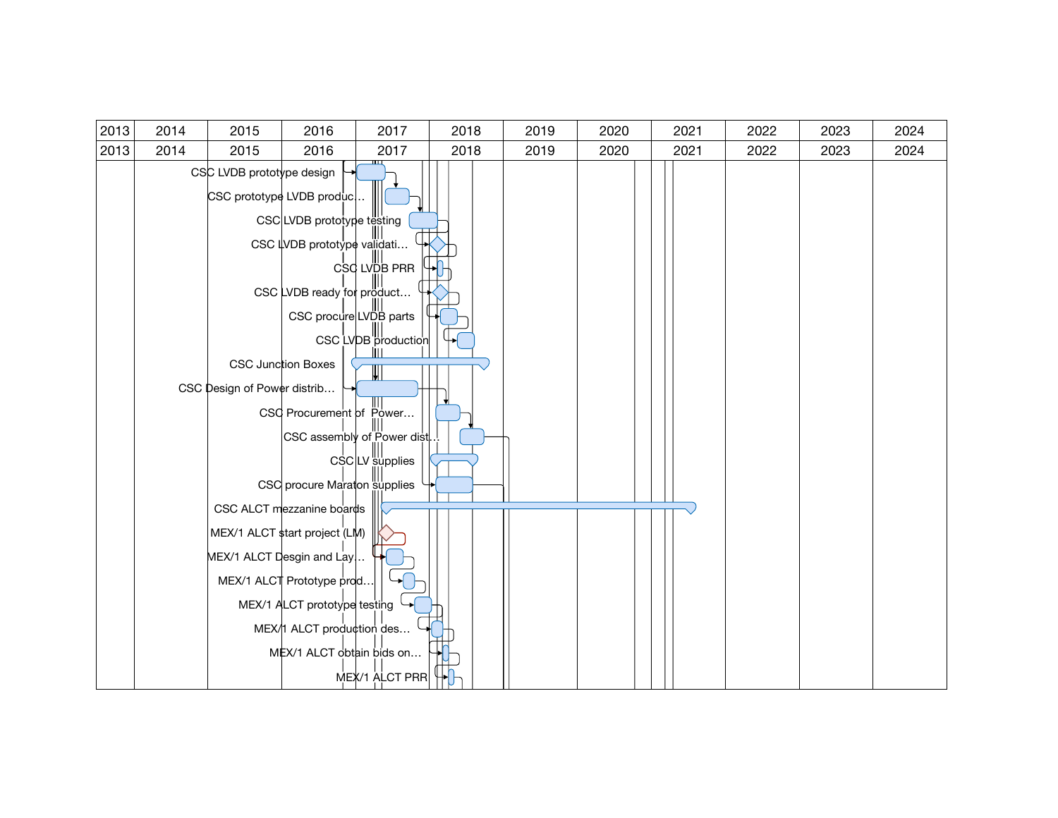| 2013 | 2014 | 2015 | 2016 | 2017 | 2018 | 2019 | 2020 | 2021 | 2022 | 2023 | 2024 |
|---|---|---|---|---|---|---|---|---|---|---|---|
| 2013 | 2014 | 2015 | 2016 | 2017 | 2018 | 2019 | 2020 | 2021 | 2022 | 2023 | 2024 |

- CSC LVDB prototype design
- CSC prototype LVDB produc…
- CSC LVDB prototype testing
- CSC LVDB prototype validati…
- CSC LVDB PRR
- CSC LVDB ready for product…
- CSC procure LVDB parts
- CSC LVDB production
- CSC Junction Boxes
- CSC Design of Power distrib…
- CSC Procurement of Power…
- CSC assembly of Power dist…
- CSC LV supplies
- CSC procure Maraton supplies
- CSC ALCT mezzanine boards
- MEX/1 ALCT start project (LM)
- MEX/1 ALCT Desgin and Lay…
- MEX/1 ALCT Prototype prod…
- MEX/1 ALCT prototype testing
- MEX/1 ALCT production des…
- MEX/1 ALCT obtain bids on…
- MEX/1 ALCT PRR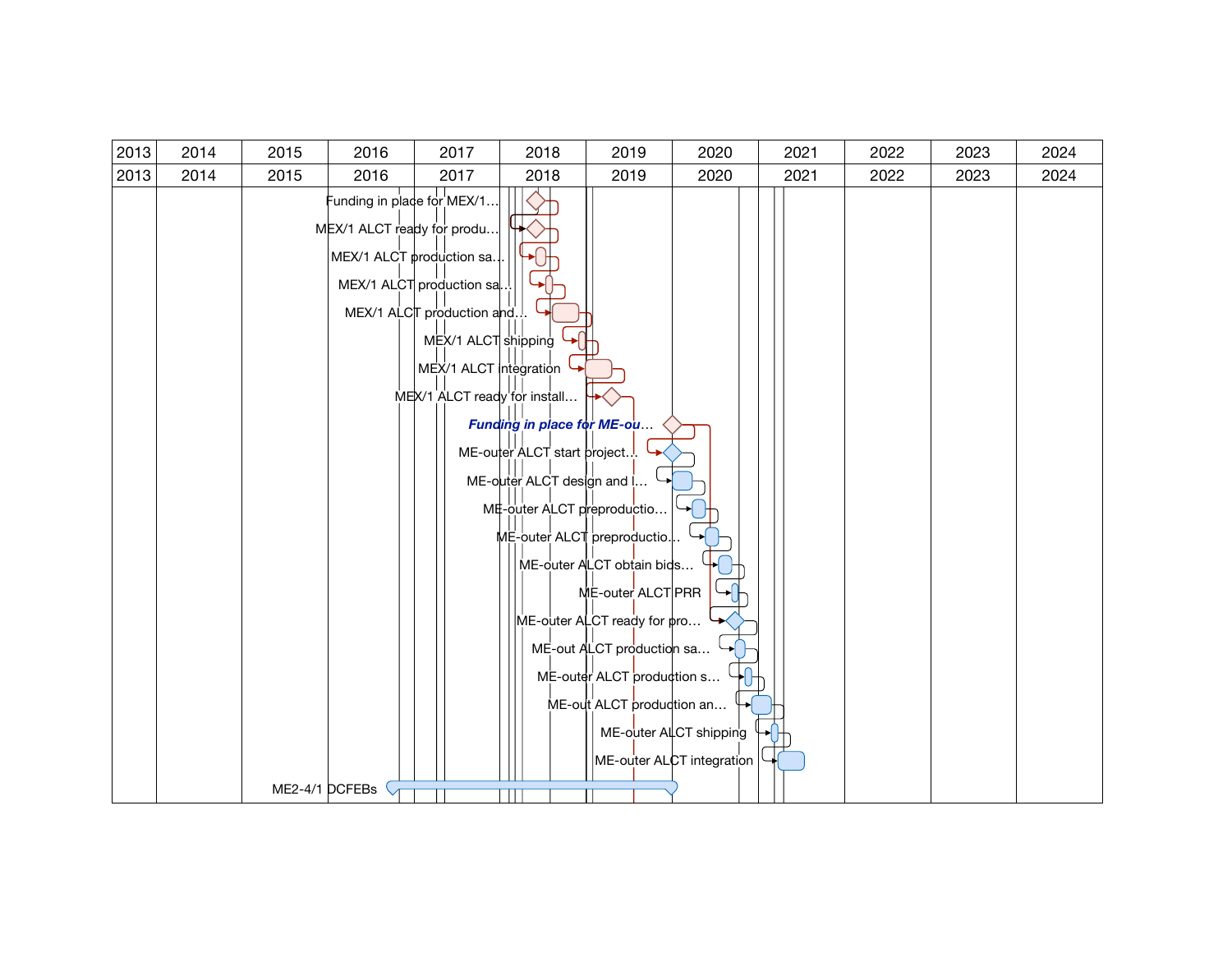| 2013 | 2014 | 2015 | 2016 | 2017 | 2018 | 2019 | 2020 | 2021 | 2022 | 2023 | 2024 |
|---|---|---|---|---|---|---|---|---|---|---|---|
| 2013 | 2014 | 2015 | 2016 | 2017 | 2018 | 2019 | 2020 | 2021 | 2022 | 2023 | 2024 |

Funding in place for MEX/1…

MEX/1 ALCT ready for produ…

MEX/1 ALCT production sa…

MEX/1 ALCT production sa…

MEX/1 ALCT production and…

MEX/1 ALCT shipping

MEX/1 ALCT integration

MEX/1 ALCT ready for install…

***Funding in place for ME-ou…***

ME-outer ALCT start project…

ME-outer ALCT design and l…

ME-outer ALCT preproductio…

ME-outer ALCT preproductio…

ME-outer ALCT obtain bids…

ME-outer ALCT PRR

ME-outer ALCT ready for pro…

ME-out ALCT production sa…

ME-outer ALCT production s…

ME-out ALCT production an…

ME-outer ALCT shipping

ME-outer ALCT integration

ME2-4/1 DCFEBs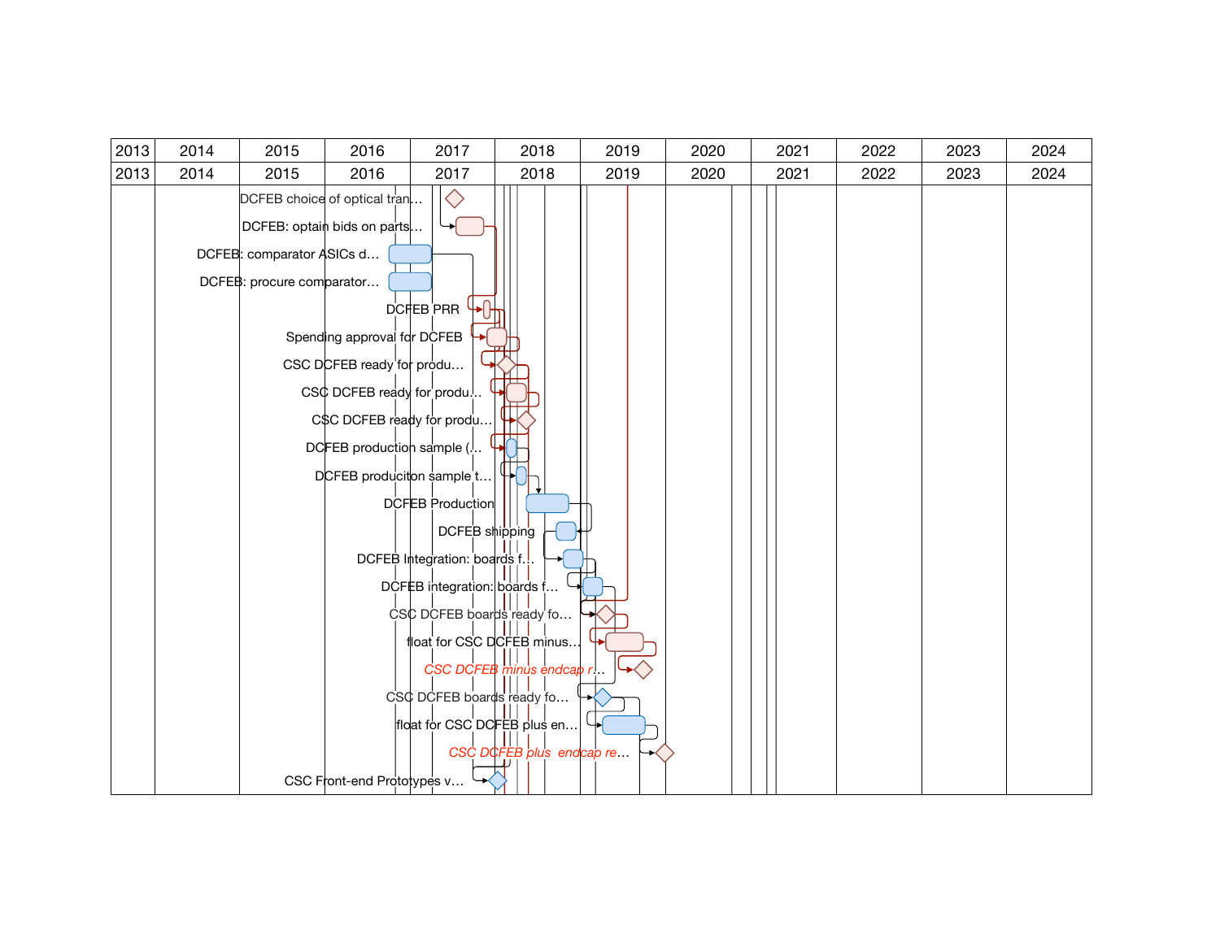| 2013 | 2014 | 2015 | 2016 | 2017 | 2018 | 2019 | 2020 | 2021 | 2022 | 2023 | 2024 |
|---|---|---|---|---|---|---|---|---|---|---|---|
| 2013 | 2014 | 2015 | 2016 | 2017 | 2018 | 2019 | 2020 | 2021 | 2022 | 2023 | 2024 |

DCFEB choice of optical tran…

DCFEB: optain bids on parts…

DCFEB: comparator ASICs d…

DCFEB: procure comparator…

DCFEB PRR

Spending approval for DCFEB

CSC DCFEB ready for produ…

CSC DCFEB ready for produ…

CSC DCFEB ready for produ…

DCFEB production sample (…

DCFEB produciton sample t…

DCFEB Production

DCFEB shipping

DCFEB Integration: boards f…

DCFEB integration: boards f…

CSC DCFEB boards ready fo…

float for CSC DCFEB minus…

*CSC DCFEB minus endcap r…*

CSC DCFEB boards ready fo…

float for CSC DCFEB plus en…

*CSC DCFEB plus endcap re…*

CSC Front-end Prototypes v…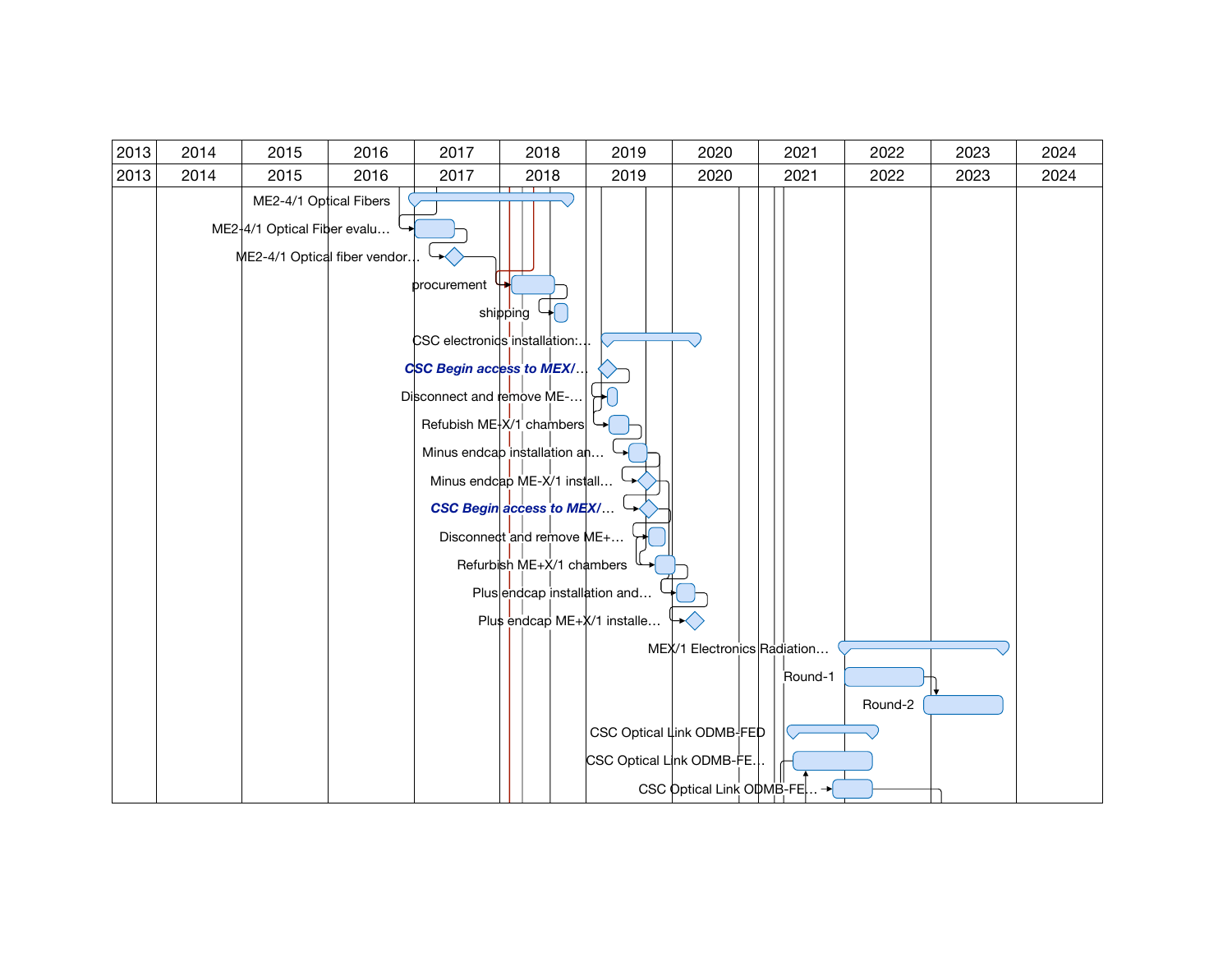| 2013 | 2014 | 2015 | 2016 | 2017 | 2018 | 2019 | 2020 | 2021 | 2022 | 2023 | 2024 |
|---|---|---|---|---|---|---|---|---|---|---|---|
| 2013 | 2014 | 2015 | 2016 | 2017 | 2018 | 2019 | 2020 | 2021 | 2022 | 2023 | 2024 |

- ME2-4/1 Optical Fibers
- ME2-4/1 Optical Fiber evalu…
- ME2-4/1 Optical fiber vendor…
- procurement
- shipping
- CSC electronics installation:…
- ***CSC Begin access to MEX/…***
- Disconnect and remove ME-…
- Refubish ME-X/1 chambers
- Minus endcap installation an…
- Minus endcap ME-X/1 install…
- ***CSC Begin access to MEX/…***
- Disconnect and remove ME+…
- Refurbish ME+X/1 chambers
- Plus endcap installation and…
- Plus endcap ME+X/1 installe…
- MEX/1 Electronics Radiation…
- Round-1
- Round-2
- CSC Optical Link ODMB-FED
- CSC Optical Link ODMB-FE…
- CSC Optical Link ODMB-FE…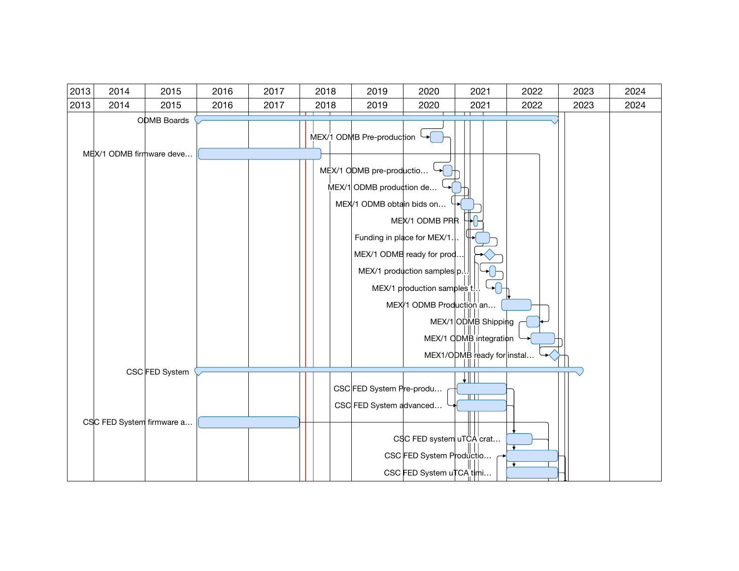2013 2014 2015 2016 2017 2018 2019 2020 2021 2022 2023 2024

2013 2014 2015 2016 2017 2018 2019 2020 2021 2022 2023 2024

ODMB Boards

MEX/1 ODMB Pre-production

MEX/1 ODMB firmware deve…

MEX/1 ODMB pre-productio…

MEX/1 ODMB production de…

MEX/1 ODMB obtain bids on…

MEX/1 ODMB PRR

Funding in place for MEX/1…

MEX/1 ODMB ready for prod…

MEX/1 production samples p…

MEX/1 production samples t…

MEX/1 ODMB Production an…

MEX/1 ODMB Shipping

MEX/1 ODMB integration

MEX1/ODMB ready for instal…

CSC FED System

CSC FED System Pre-produ…

CSC FED System advanced…

CSC FED System firmware a…

CSC FED system uTCA crat…

CSC FED System Productio…

CSC FED System uTCA timi…